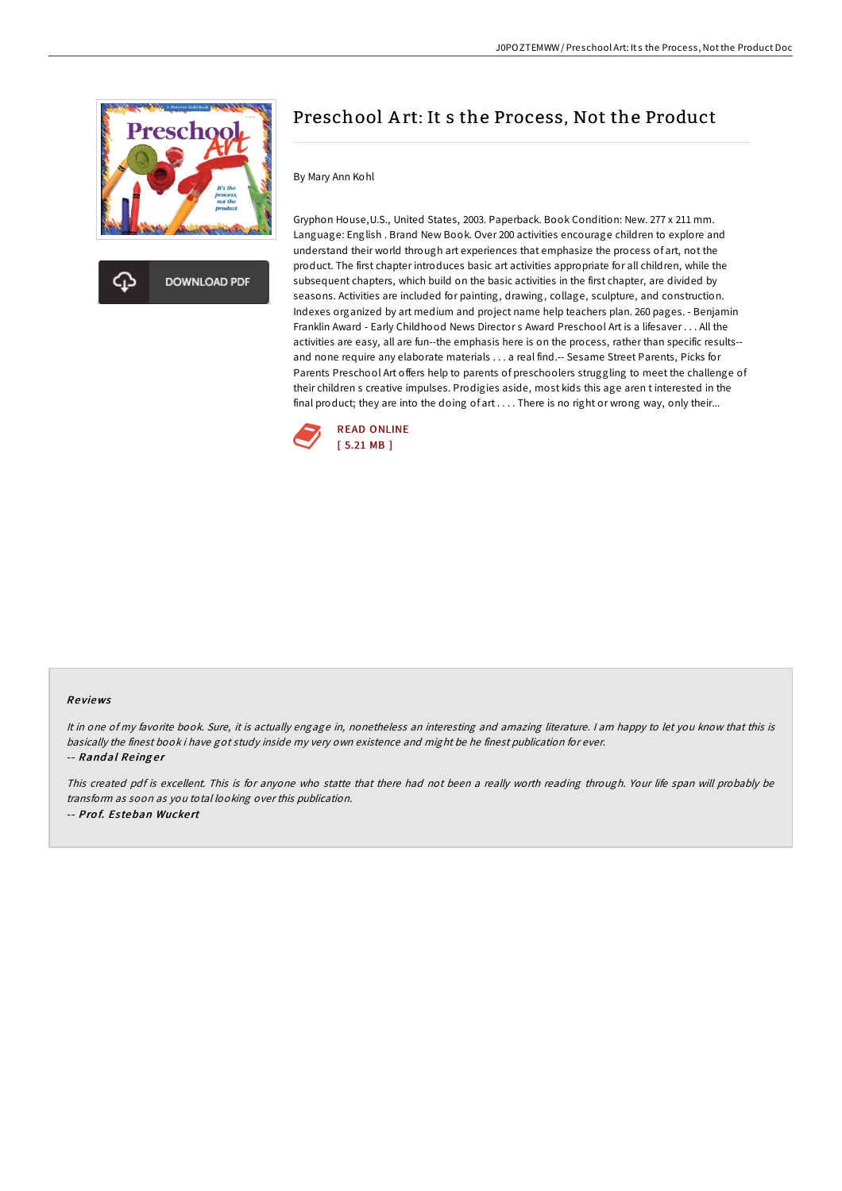# Preschool Art: It s the Process, Not the Product

By Mary Ann Kohl

Gryphon House,U.S., United States, 2003. Paperback. Book Condition: New. 277 x 211 mm. Language: English . Brand New Book. Over 200 activities encourage children to explore and understand their world through art experiences that emphasize the process of art, not the product. The first chapter introduces basic art activities appropriate for all children, while the subsequent chapters, which build on the basic activities in the first chapter, are divided by seasons. Activities are included for painting, drawing, collage, sculpture, and construction. Indexes organized by art medium and project name help teachers plan. 260 pages. - Benjamin Franklin Award - Early Childhood News Director s Award Preschool Art is a lifesaver . . . All the activities are easy, all are fun--the emphasis here is on the process, rather than specific results--and none require any elaborate materials . . . a real find.-- Sesame Street Parents, Picks for Parents Preschool Art offers help to parents of preschoolers struggling to meet the challenge of their children s creative impulses. Prodigies aside, most kids this age aren t interested in the final product; they are into the doing of art . . . . There is no right or wrong way, only their...

READ ONLINE
[ 5.21 MB ]

### Reviews

*It in one of my favorite book. Sure, it is actually engage in, nonetheless an interesting and amazing literature. I am happy to let you know that this is basically the finest book i have got study inside my very own existence and might be he finest publication for ever.*

-- ***Randal Reinger***

*This created pdf is excellent. This is for anyone who statte that there had not been a really worth reading through. Your life span will probably be transform as soon as you total looking over this publication.*

-- ***Prof. Esteban Wuckert***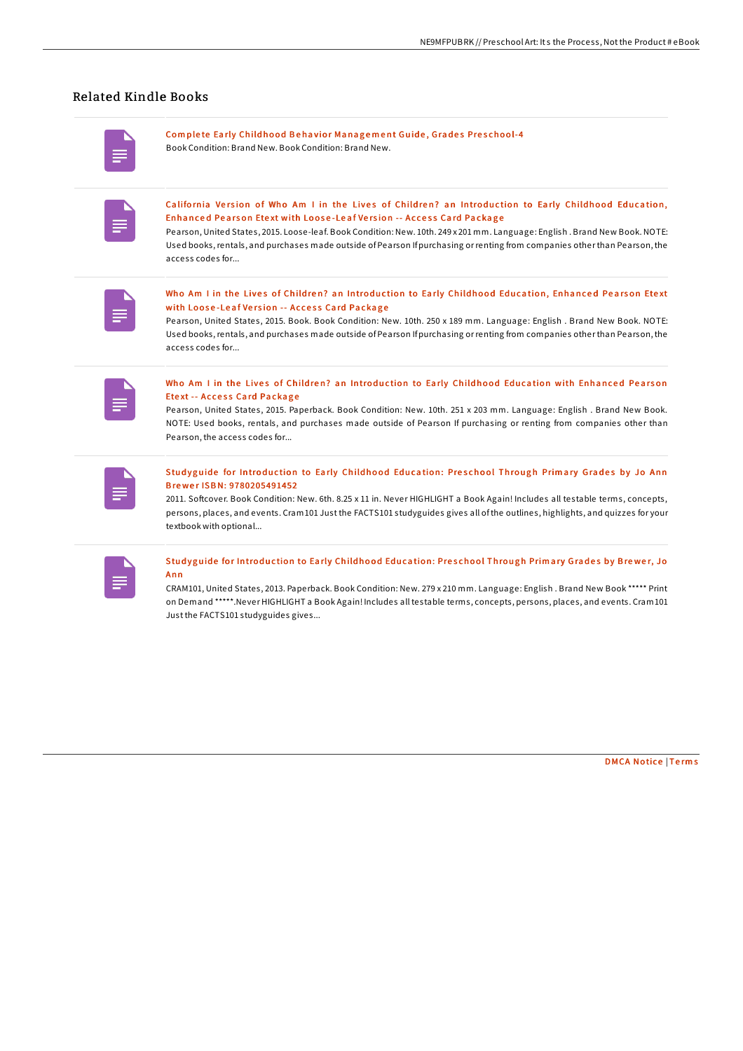## Related Kindle Books

**Complete Early Childhood Behavior Management Guide, Grades Preschool-4**

Book Condition: Brand New. Book Condition: Brand New.

**California Version of Who Am I in the Lives of Children? an Introduction to Early Childhood Education, Enhanced Pearson Etext with Loose-Leaf Version -- Access Card Package**

Pearson, United States, 2015. Loose-leaf. Book Condition: New. 10th. 249 x 201 mm. Language: English . Brand New Book. NOTE: Used books, rentals, and purchases made outside of Pearson If purchasing or renting from companies other than Pearson, the access codes for...

**Who Am I in the Lives of Children? an Introduction to Early Childhood Education, Enhanced Pearson Etext with Loose-Leaf Version -- Access Card Package**

Pearson, United States, 2015. Book. Book Condition: New. 10th. 250 x 189 mm. Language: English . Brand New Book. NOTE: Used books, rentals, and purchases made outside of Pearson If purchasing or renting from companies other than Pearson, the access codes for...

**Who Am I in the Lives of Children? an Introduction to Early Childhood Education with Enhanced Pearson Etext -- Access Card Package**

Pearson, United States, 2015. Paperback. Book Condition: New. 10th. 251 x 203 mm. Language: English . Brand New Book. NOTE: Used books, rentals, and purchases made outside of Pearson If purchasing or renting from companies other than Pearson, the access codes for...

**Studyguide for Introduction to Early Childhood Education: Preschool Through Primary Grades by Jo Ann Brewer ISBN: 9780205491452**

2011. Softcover. Book Condition: New. 6th. 8.25 x 11 in. Never HIGHLIGHT a Book Again! Includes all testable terms, concepts, persons, places, and events. Cram101 Just the FACTS101 studyguides gives all of the outlines, highlights, and quizzes for your textbook with optional...

**Studyguide for Introduction to Early Childhood Education: Preschool Through Primary Grades by Brewer, Jo Ann**

CRAM101, United States, 2013. Paperback. Book Condition: New. 279 x 210 mm. Language: English . Brand New Book ***** Print on Demand *****.Never HIGHLIGHT a Book Again! Includes all testable terms, concepts, persons, places, and events. Cram101 Just the FACTS101 studyguides gives...

DMCA Notice | Terms